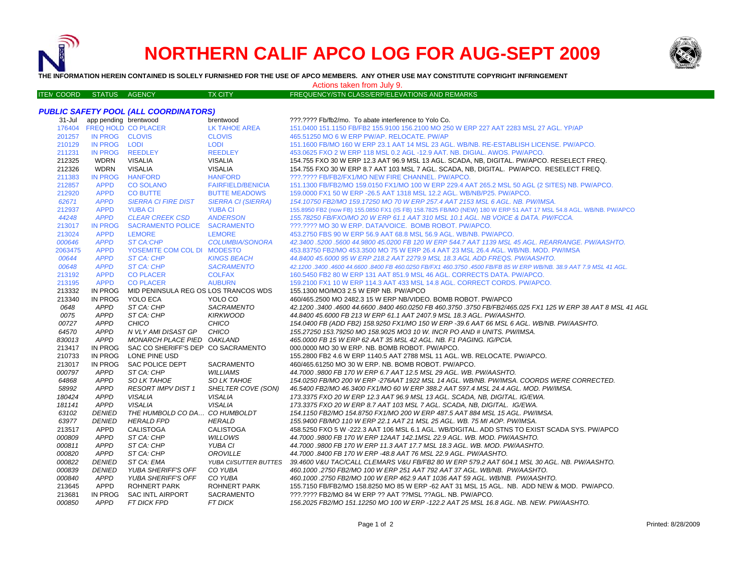# NORTHERN CALIF APCO LOG FOR AUG-SEPT 2009

**THE INFORMATION HEREIN CONTAINED IS SOLELY FURNISHED FOR THE USE OF APCO MEMBERS. ANY OTHER USE MAY CONSTITUTE COPYRIGHT INFRINGEMENT**

Actions taken from July 9.

### *PUBLIC SAFETY POOL (ALL COORDINATORS)*

| ITEM COORD | STATUS | AGENCY | TX CITY | FREQUENCY/STN CLASS/ERP/ELEVATIONS AND REMARKS |
|---|---|---|---|---|
| 31-Jul | app pending | brentwood | brentwood | ???.???? Fb/fb2/mo. To abate interference to Yolo Co. |
| 176404 | FREQ HOLD | CO PLACER | LK TAHOE AREA | 151.0400 151.1150 FB/FB2 155.9100 156.2100 MO 250 W ERP 227 AAT 2283 MSL 27 AGL. YP/AP |
| 201257 | IN PROG | CLOVIS | CLOVIS | 465.51250 MO 6 W ERP PW/AP. RELOCATE. PW/AP |
| 210129 | IN PROG | LODI | LODI | 151.1600 FB/MO 160 W ERP 23.1 AAT 14 MSL 23 AGL. WB/NB. RE-ESTABLISH LICENSE. PW/APCO. |
| 211231 | IN PROG | REEDLEY | REEDLEY | 453.0625 FXO 2 W ERP 118 MSL 0.2 AGL -12.9 AAT. NB. DIGIAL. AWOS. PW/APCO. |
| 212325 | WDRN | VISALIA | VISALIA | 154.755 FXO 30 W ERP 12.3 AAT 96.9 MSL 13 AGL. SCADA, NB, DIGITAL. PW/APCO. RESELECT FREQ. |
| 212326 | WDRN | VISALIA | VISALIA | 154.755 FXO 30 W ERP 8.7 AAT 103 MSL 7 AGL. SCADA, NB, DIGITAL. PW/APCO. RESELECT FREQ. |
| 211383 | IN PROG | HANFORD | HANFORD | ???.???? FB/FB2/FX1/MO NEW FIRE CHANNEL. PW/APCO. |
| 212857 | APPD | CO SOLANO | FAIRFIELD/BENICIA | 151.1300 FB/FB2/MO 159.0150 FX1/MO 100 W ERP 229.4 AAT 265.2 MSL 50 AGL (2 SITES) NB. PW/APCO. |
| 212920 | APPD | CO BUTTE | BUTTE MEADOWS | 159.0000 FX1 50 W ERP -26.5 AAT 1318 MSL 12.2 AGL. WB/NB/P25. PW/APCO. |
| *62671* | *APPD* | *SIERRA CI FIRE DIST* | *SIERRA CI (SIERRA)* | *154.10750 FB2/MO 159.17250 MO 70 W ERP 257.4 AAT 2153 MSL 6 AGL. NB. PW/IMSA.* |
| 212937 | APPD | YUBA CI | YUBA CI | 155.8950 FB2 (now FB) 155.0850 FX1 (IS FB) 158.7825 FB/MO (NEW) 180 W ERP 51 AAT 17 MSL 54.8 AGL. WB/NB. PW/APCO |
| *44248* | *APPD* | *CLEAR CREEK CSD* | *ANDERSON* | *155.78250 FB/FXO/MO 20 W ERP 61.1 AAT 310 MSL 10.1 AGL. NB VOICE & DATA. PW/FCCA.* |
| 213017 | IN PROG | SACRAMENTO POLICE | SACRAMENTO | ???.???? MO 30 W ERP. DATA/VOICE. BOMB ROBOT. PW/APCO. |
| 213024 | APPD | LEMORE | LEMORE | 453.2750 FBS 90 W ERP 56.9 AAT 68.8 MSL 56.9 AGL. WB/NB. PW/APCO. |
| *000646* | *APPD* | *ST CA:CHP* | *COLUMBIA/SONORA* | *42.3400 .5200 .5600 44.9800 45.0200 FB 120 W ERP 544.7 AAT 1139 MSL 45 AGL. REARRANGE. PW/AASHTO.* |
| 2063475 | APPD | YOSEMITE COM COL DI | MODESTO | 453.83750 FB2/MO 453.3500 MO 75 W ERP 26.4 AAT 23 MSL 26.4 AGL. WB/NB. MOD. PW/IMSA |
| *00644* | *APPD* | *ST CA: CHP* | *KINGS BEACH* | *44.8400 45.6000 95 W ERP 218.2 AAT 2279.9 MSL 18.3 AGL ADD FREQS. PW/AASHTO.* |
| *00648* | *APPD* | *ST CA: CHP* | *SACRAMENTO* | *42.1200 .3400 .4600 44.6600 .8400 FB 460.0250 FB/FX1 460.3750 .4500 FB/FB 85 W ERP WB/NB. 38.9 AAT 7.9 MSL 41 AGL.* |
| 213192 | APPD | CO PLACER | COLFAX | 160.5450 FB2 80 W ERP 131 AAT 851.9 MSL 46 AGL. CORRECTS DATA. PW/APCO. |
| 213195 | APPD | CO PLACER | AUBURN | 159.2100 FX1 10 W ERP 114.3 AAT 433 MSL 14.8 AGL. CORRECT CORDS. PW/APCO. |
| 213332 | IN PROG | MID PENINSULA REG OS | LOS TRANCOS WDS | 155.1300 MO/MO3 2.5 W ERP NB. PW/APCO |
| 213340 | IN PROG | YOLO ECA | YOLO CO | 460/465.2500 MO 2482.3 15 W ERP NB/VIDEO. BOMB ROBOT. PW/APCO |
| *0648* | *APPD* | *ST CA: CHP* | *SACRAMENTO* | *42.1200 .3400 .4600 44.6600 .8400 460.0250 FB 460.3750 .3750 FB/FB2/465.025 FX1 125 W ERP 38 AAT 8 MSL 41 AGL* |
| *0075* | *APPD* | *ST CA: CHP* | *KIRKWOOD* | *44.8400 45.6000 FB 213 W ERP 61.1 AAT 2407.9 MSL 18.3 AGL. PW/AASHTO.* |
| *00727* | *APPD* | *CHICO* | *CHICO* | *154.0400 FB (ADD FB2) 158.9250 FX1/MO 150 W ERP -39.6 AAT 66 MSL 6 AGL. WB/NB. PW/AASHTO.* |
| *64570* | *APPD* | *N VLY AMI DISAST GP* | *CHICO* | *155.27250 153.79250 MO 158.9025 MO3 10 W. INCR PO AND # UNITS. PW/IMSA.* |
| *830013* | *APPD* | *MONARCH PLACE PIED* | *OAKLAND* | *465.0000 FB 15 W ERP 62 AAT 35 MSL 42 AGL. NB. F1 PAGING. IG/PCIA.* |
| 213417 | IN PROG | SAC CO SHERIFF'S DEP | CO SACRAMENTO | 000.0000 MO 30 W ERP. NB. BOMB ROBOT. PW/APCO. |
| 210733 | IN PROG | LONE PINE USD | | 155.2800 FB2 4.6 W ERP 1140.5 AAT 2788 MSL 11 AGL. WB. RELOCATE. PW/APCO. |
| 213017 | IN PROG | SAC POLICE DEPT | SACRAMENTO | 460/465.61250 MO 30 W ERP. NB. BOMB ROBOT. PW/APCO. |
| *000797* | *APPD* | *ST CA: CHP* | *WILLIAMS* | *44.7000 .9800 FB 170 W ERP 6.7 AAT 12.5 MSL 29 AGL. WB. PW/AASHTO.* |
| *64868* | *APPD* | *SO LK TAHOE* | *SO LK TAHOE* | *154.0250 FB/MO 200 W ERP -276AAT 1922 MSL 14 AGL. WB/NB. PW/IMSA. COORDS WERE CORRECTED.* |
| *58992* | *APPD* | *RESORT IMPV DIST 1* | *SHELTER COVE (SON)* | *46.5400 FB2/MO 46.3400 FX1/MO 60 W ERP 388.2 AAT 597.4 MSL 24.4 AGL. MOD. PW/IMSA.* |
| *180424* | *APPD* | *VISALIA* | *VISALIA* | *173.3375 FXO 20 W ERP 12.3 AAT 96.9 MSL 13 AGL. SCADA, NB, DIGITAL. IG/EWA.* |
| *181141* | *APPD* | *VISALIA* | *VISALIA* | *173.3375 FXO 20 W ERP 8.7 AAT 103 MSL 7 AGL. SCADA, NB, DIGITAL. IG/EWA.* |
| *63102* | *DENIED* | *THE HUMBOLD CO DA...* | *CO HUMBOLDT* | *154.1150 FB2/MO 154.8750 FX1/MO 200 W ERP 487.5 AAT 884 MSL 15 AGL. PW/IMSA.* |
| *63977* | *DENIED* | *HERALD FPD* | *HERALD* | *155.9400 FB/MO 110 W ERP 22.1 AAT 21 MSL 25 AGL. WB. 75 MI AOP. PW/IMSA.* |
| 213517 | APPD | CALISTOGA | CALISTOGA | 458.5250 FXO 5 W -222.3 AAT 106 MSL 6.1 AGL. WB/DIGITAL. ADD STNS TO EXIST SCADA SYS. PW/APCO |
| *000809* | *APPD* | *ST CA: CHP* | *WILLOWS* | *44.7000 .9800 FB 170 W ERP 12AAT 142.1MSL 22.9 AGL. WB. MOD. PW/AASHTO.* |
| *000811* | *APPD* | *ST CA: CHP* | *YUBA CI* | *44.7000 .9800 FB 170 W ERP 11.3 AAT 17.7 MSL 18.3 AGL. WB. MOD. PW/AASHTO.* |
| *000820* | *APPD* | *ST CA: CHP* | *OROVILLE* | *44.7000 .8400 FB 170 W ERP -48.8 AAT 76 MSL 22.9 AGL. PW/AASHTO.* |
| *000822* | *DENIED* | *ST CA: EMA* | *YUBA CI/SUTTER BUTTES* | *39.4600 V&U TAC/CALL CLEMARS V&U FB/FB2 80 W ERP 579.2 AAT 604.1 MSL 30 AGL. NB. PW/AASHTO.* |
| *000839* | *DENIED* | *YUBA SHERIFF'S OFF* | *CO YUBA* | *460.1000 .2750 FB2/MO 100 W ERP 251 AAT 792 AAT 37 AGL. WB/NB. PW/AASHTO.* |
| *000840* | *APPD* | *YUBA SHERIFF'S OFF* | *CO YUBA* | *460.1000 .2750 FB2/MO 100 W ERP 462.9 AAT 1036 AAT 59 AGL. WB/NB. PW/AASHTO.* |
| 213645 | APPD | ROHNERT PARK | ROHNERT PARK | 155.7150 FB/FB2/MO 158.8250 MO 85 W ERP -62 AAT 31 MSL 15 AGL. NB. ADD NEW & MOD. PW/APCO. |
| 213681 | IN PROG | SAC INTL AIRPORT | SACRAMENTO | ???.???? FB2/MO 84 W ERP ?? AAT ??MSL ??AGL. NB. PW/APCO. |
| *000850* | *APPD* | *FT DICK FPD* | *FT DICK* | *156.2025 FB2/MO 151.12250 MO 100 W ERP -122.2 AAT 25 MSL 16.8 AGL. NB. NEW. PW/AASHTO.* |

Printed: 8/28/2009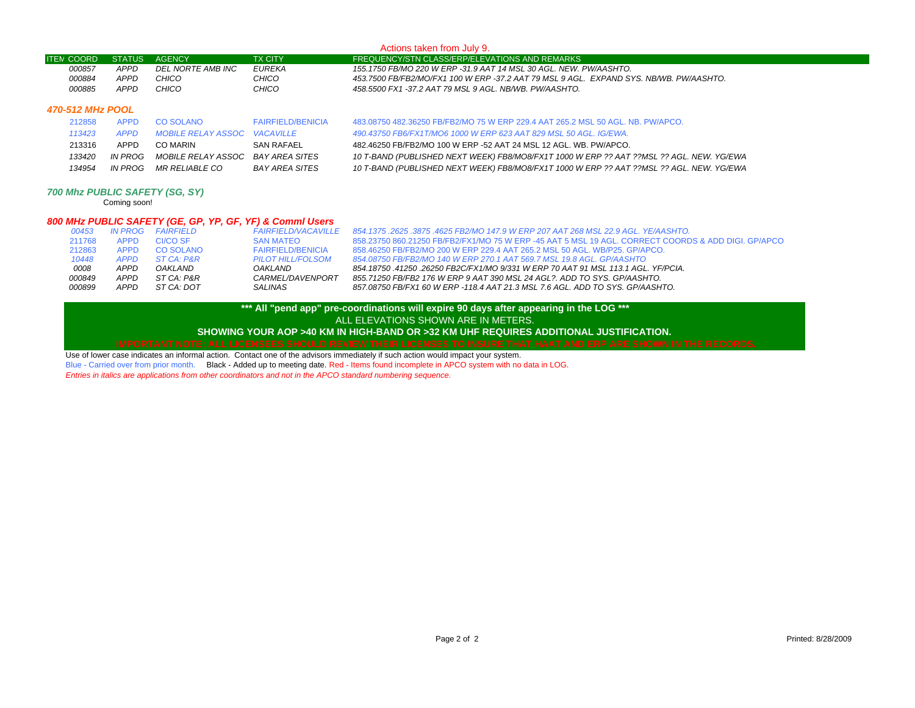Actions taken from July 9.

| ITEM | COORD | STATUS | AGENCY | TX CITY | FREQUENCY/STN CLASS/ERP/ELEVATIONS AND REMARKS |
|---|---|---|---|---|---|
| | *000857* | *APPD* | *DEL NORTE AMB INC* | *EUREKA* | *155.1750 FB/MO 220 W ERP -31.9 AAT 14 MSL 30 AGL. NEW. PW/AASHTO.* |
| | *000884* | *APPD* | *CHICO* | *CHICO* | *453.7500 FB/FB2/MO/FX1 100 W ERP -37.2 AAT 79 MSL 9 AGL. EXPAND SYS. NB/WB. PW/AASHTO.* |
| | *000885* | *APPD* | *CHICO* | *CHICO* | *458.5500 FX1 -37.2 AAT 79 MSL 9 AGL. NB/WB. PW/AASHTO.* |

### *470-512 MHz POOL*

| | | | | |
|---|---|---|---|---|
| 212858 | APPD | CO SOLANO | FAIRFIELD/BENICIA | 483.08750 482.36250 FB/FB2/MO 75 W ERP 229.4 AAT 265.2 MSL 50 AGL. NB. PW/APCO. |
| *113423* | *APPD* | *MOBILE RELAY ASSOC* | *VACAVILLE* | *490.43750 FB6/FX1T/MO6 1000 W ERP 623 AAT 829 MSL 50 AGL. IG/EWA.* |
| 213316 | APPD | CO MARIN | SAN RAFAEL | 482.46250 FB/FB2/MO 100 W ERP -52 AAT 24 MSL 12 AGL. WB. PW/APCO. |
| *133420* | *IN PROG* | *MOBILE RELAY ASSOC* | *BAY AREA SITES* | *10 T-BAND (PUBLISHED NEXT WEEK) FB8/MO8/FX1T 1000 W ERP ?? AAT ??MSL ?? AGL. NEW. YG/EWA* |
| *134954* | *IN PROG* | *MR RELIABLE CO* | *BAY AREA SITES* | *10 T-BAND (PUBLISHED NEXT WEEK) FB8/MO8/FX1T 1000 W ERP ?? AAT ??MSL ?? AGL. NEW. YG/EWA* |

### *700 Mhz PUBLIC SAFETY (SG, SY)*

Coming soon!

### *800 MHz PUBLIC SAFETY (GE, GP, YP, GF, YF) & Comml Users*

| | | | | |
|---|---|---|---|---|
| *00453* | *IN PROG* | *FAIRFIELD* | *FAIRFIELD/VACAVILLE* | *854.1375 .2625 .3875 .4625 FB2/MO 147.9 W ERP 207 AAT 268 MSL 22.9 AGL. YE/AASHTO.* |
| 211768 | APPD | CI/CO SF | SAN MATEO | 858.23750 860.21250 FB/FB2/FX1/MO 75 W ERP -45 AAT 5 MSL 19 AGL. CORRECT COORDS & ADD DIGI. GP/APCO |
| 212863 | APPD | CO SOLANO | FAIRFIELD/BENICIA | 858.46250 FB/FB2/MO 200 W ERP 229.4 AAT 265.2 MSL 50 AGL. WB/P25. GP/APCO. |
| *10448* | *APPD* | *ST CA: P&R* | *PILOT HILL/FOLSOM* | *854.08750 FB/FB2/MO 140 W ERP 270.1 AAT 569.7 MSL 19.8 AGL. GP/AASHTO* |
| *0008* | *APPD* | *OAKLAND* | *OAKLAND* | *854.18750 .41250 .26250 FB2C/FX1/MO 9/331 W ERP 70 AAT 91 MSL 113.1 AGL. YF/PCIA.* |
| *000849* | *APPD* | *ST CA: P&R* | *CARMEL/DAVENPORT* | *855.71250 FB/FB2 176 W ERP 9 AAT 390 MSL 24 AGL?. ADD TO SYS. GP/AASHTO.* |
| *000899* | *APPD* | *ST CA: DOT* | *SALINAS* | *857.08750 FB/FX1 60 W ERP -118.4 AAT 21.3 MSL 7.6 AGL. ADD TO SYS. GP/AASHTO.* |

**\*\*\* All "pend app" pre-coordinations will expire 90 days after appearing in the LOG \*\*\***

ALL ELEVATIONS SHOWN ARE IN METERS.

**SHOWING YOUR AOP >40 KM IN HIGH-BAND OR >32 KM UHF REQUIRES ADDITIONAL JUSTIFICATION.**

**IMPORTANT NOTE: ALL LICENSEES SHOULD REVIEW THEIR LICENSES TO INSURE THAT HAAT AND ERP ARE SHOWN IN THE RECORDS.**

Use of lower case indicates an informal action. Contact one of the advisors immediately if such action would impact your system.

Blue - Carried over from prior month. Black - Added up to meeting date. Red - Items found incomplete in APCO system with no data in LOG.

*Entries in italics are applications from other coordinators and not in the APCO standard numbering sequence.*

Printed: 8/28/2009